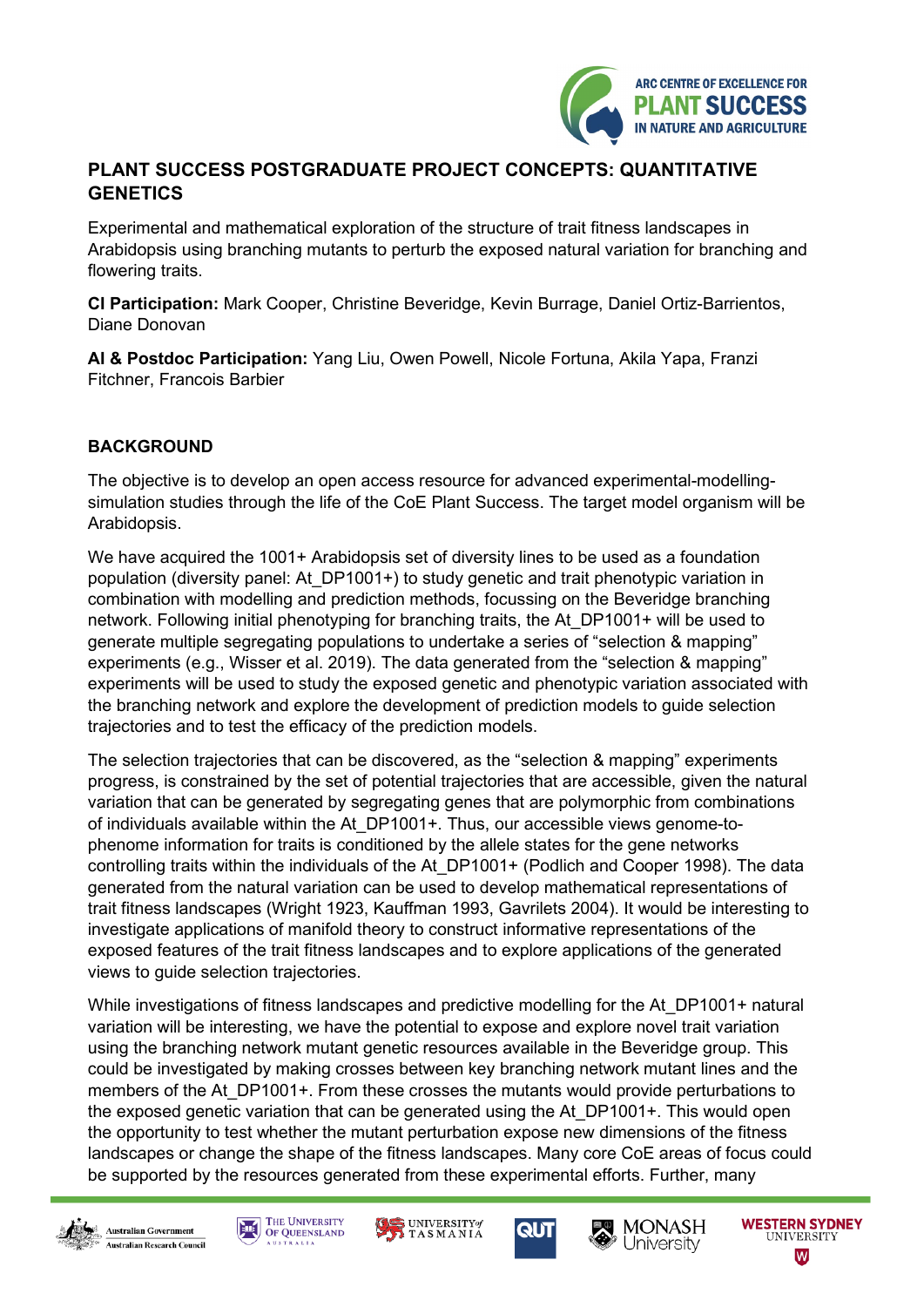# PLANT SUCCESS POSTGRADUATE PROJECT CONCEPTS: QUANTITATIVE GENETICS

Experimental and mathematical exploration of the structure of trait fitness landscapes in Arabidopsis using branching mutants to perturb the exposed natural variation for branching and flowering traits.

**CI Participation:** Mark Cooper, Christine Beveridge, Kevin Burrage, Daniel Ortiz-Barrientos, Diane Donovan

**AI & Postdoc Participation:** Yang Liu, Owen Powell, Nicole Fortuna, Akila Yapa, Franzi Fitchner, Francois Barbier

## BACKGROUND

The objective is to develop an open access resource for advanced experimental-modelling-simulation studies through the life of the CoE Plant Success. The target model organism will be Arabidopsis.

We have acquired the 1001+ Arabidopsis set of diversity lines to be used as a foundation population (diversity panel: At_DP1001+) to study genetic and trait phenotypic variation in combination with modelling and prediction methods, focussing on the Beveridge branching network. Following initial phenotyping for branching traits, the At_DP1001+ will be used to generate multiple segregating populations to undertake a series of "selection & mapping" experiments (e.g., Wisser et al. 2019). The data generated from the "selection & mapping" experiments will be used to study the exposed genetic and phenotypic variation associated with the branching network and explore the development of prediction models to guide selection trajectories and to test the efficacy of the prediction models.

The selection trajectories that can be discovered, as the "selection & mapping" experiments progress, is constrained by the set of potential trajectories that are accessible, given the natural variation that can be generated by segregating genes that are polymorphic from combinations of individuals available within the At_DP1001+. Thus, our accessible views genome-to-phenome information for traits is conditioned by the allele states for the gene networks controlling traits within the individuals of the At_DP1001+ (Podlich and Cooper 1998). The data generated from the natural variation can be used to develop mathematical representations of trait fitness landscapes (Wright 1923, Kauffman 1993, Gavrilets 2004). It would be interesting to investigate applications of manifold theory to construct informative representations of the exposed features of the trait fitness landscapes and to explore applications of the generated views to guide selection trajectories.

While investigations of fitness landscapes and predictive modelling for the At_DP1001+ natural variation will be interesting, we have the potential to expose and explore novel trait variation using the branching network mutant genetic resources available in the Beveridge group. This could be investigated by making crosses between key branching network mutant lines and the members of the At_DP1001+. From these crosses the mutants would provide perturbations to the exposed genetic variation that can be generated using the At_DP1001+. This would open the opportunity to test whether the mutant perturbation expose new dimensions of the fitness landscapes or change the shape of the fitness landscapes. Many core CoE areas of focus could be supported by the resources generated from these experimental efforts. Further, many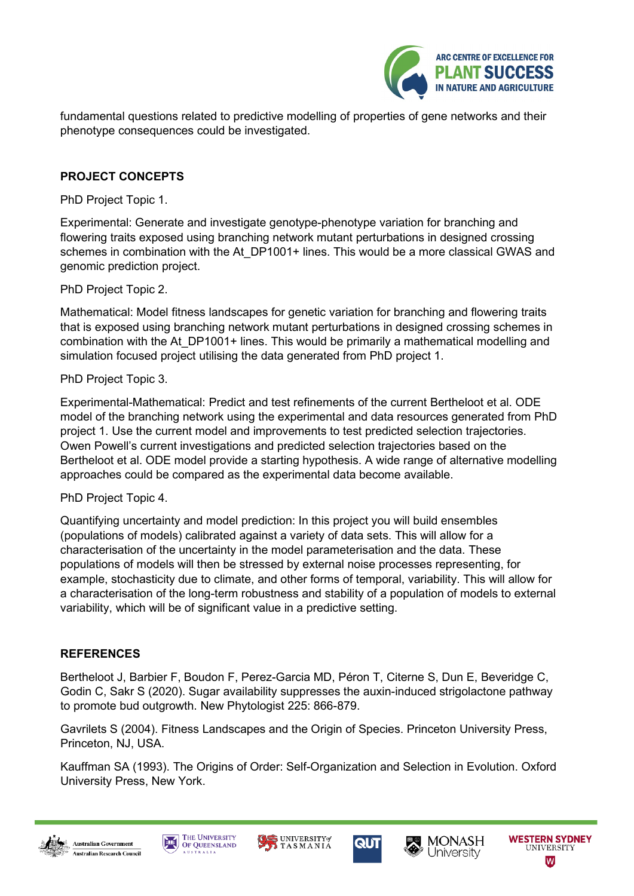fundamental questions related to predictive modelling of properties of gene networks and their phenotype consequences could be investigated.

## PROJECT CONCEPTS

PhD Project Topic 1.

Experimental: Generate and investigate genotype-phenotype variation for branching and flowering traits exposed using branching network mutant perturbations in designed crossing schemes in combination with the At_DP1001+ lines. This would be a more classical GWAS and genomic prediction project.

PhD Project Topic 2.

Mathematical: Model fitness landscapes for genetic variation for branching and flowering traits that is exposed using branching network mutant perturbations in designed crossing schemes in combination with the At_DP1001+ lines. This would be primarily a mathematical modelling and simulation focused project utilising the data generated from PhD project 1.

PhD Project Topic 3.

Experimental-Mathematical: Predict and test refinements of the current Bertheloot et al. ODE model of the branching network using the experimental and data resources generated from PhD project 1. Use the current model and improvements to test predicted selection trajectories. Owen Powell's current investigations and predicted selection trajectories based on the Bertheloot et al. ODE model provide a starting hypothesis. A wide range of alternative modelling approaches could be compared as the experimental data become available.

PhD Project Topic 4.

Quantifying uncertainty and model prediction: In this project you will build ensembles (populations of models) calibrated against a variety of data sets. This will allow for a characterisation of the uncertainty in the model parameterisation and the data. These populations of models will then be stressed by external noise processes representing, for example, stochasticity due to climate, and other forms of temporal, variability. This will allow for a characterisation of the long-term robustness and stability of a population of models to external variability, which will be of significant value in a predictive setting.

## REFERENCES

Bertheloot J, Barbier F, Boudon F, Perez-Garcia MD, Péron T, Citerne S, Dun E, Beveridge C, Godin C, Sakr S (2020). Sugar availability suppresses the auxin-induced strigolactone pathway to promote bud outgrowth. New Phytologist 225: 866-879.

Gavrilets S (2004). Fitness Landscapes and the Origin of Species. Princeton University Press, Princeton, NJ, USA.

Kauffman SA (1993). The Origins of Order: Self-Organization and Selection in Evolution. Oxford University Press, New York.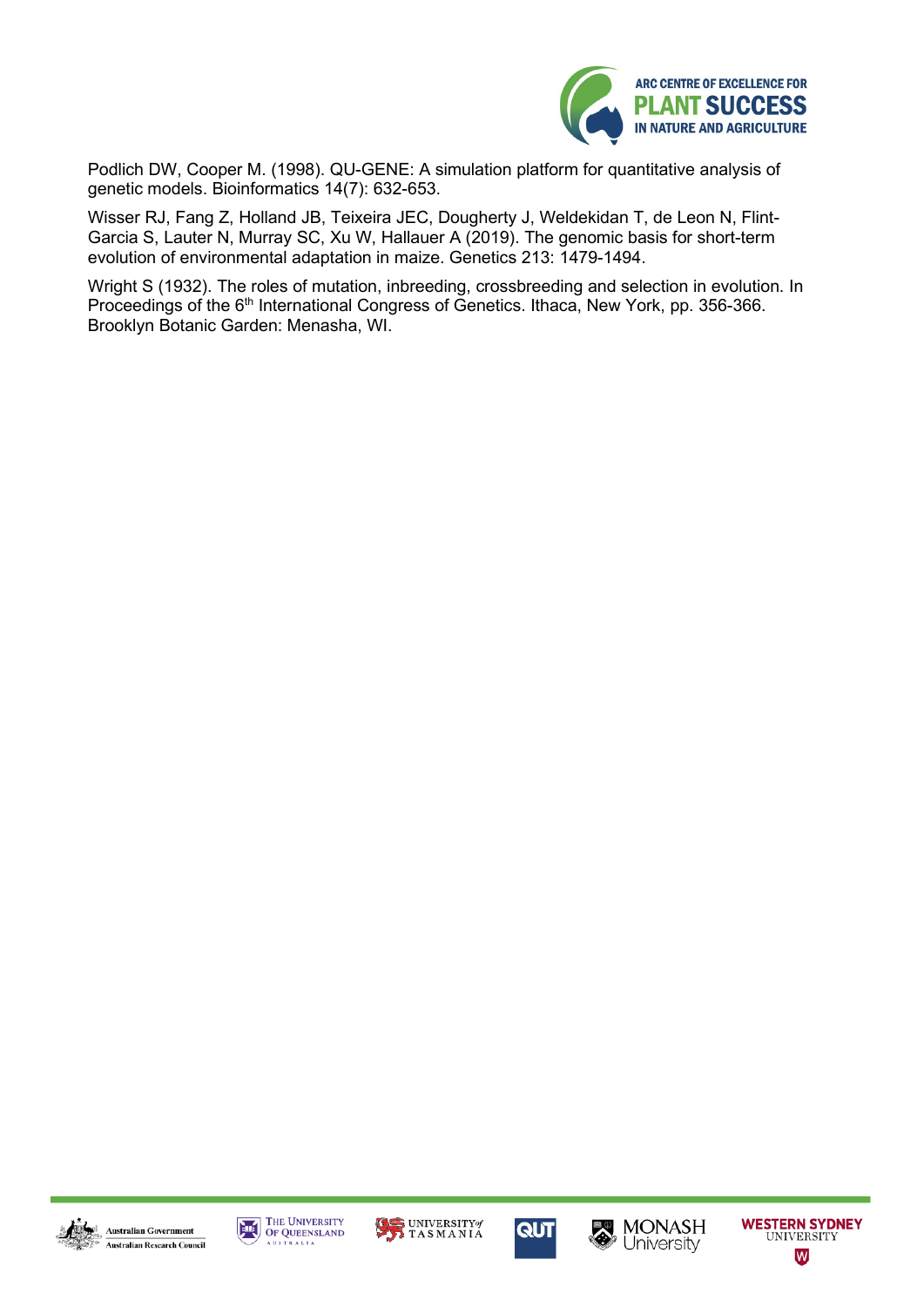Podlich DW, Cooper M. (1998). QU-GENE: A simulation platform for quantitative analysis of genetic models. Bioinformatics 14(7): 632-653.

Wisser RJ, Fang Z, Holland JB, Teixeira JEC, Dougherty J, Weldekidan T, de Leon N, Flint-Garcia S, Lauter N, Murray SC, Xu W, Hallauer A (2019). The genomic basis for short-term evolution of environmental adaptation in maize. Genetics 213: 1479-1494.

Wright S (1932). The roles of mutation, inbreeding, crossbreeding and selection in evolution. In Proceedings of the 6th International Congress of Genetics. Ithaca, New York, pp. 356-366. Brooklyn Botanic Garden: Menasha, WI.